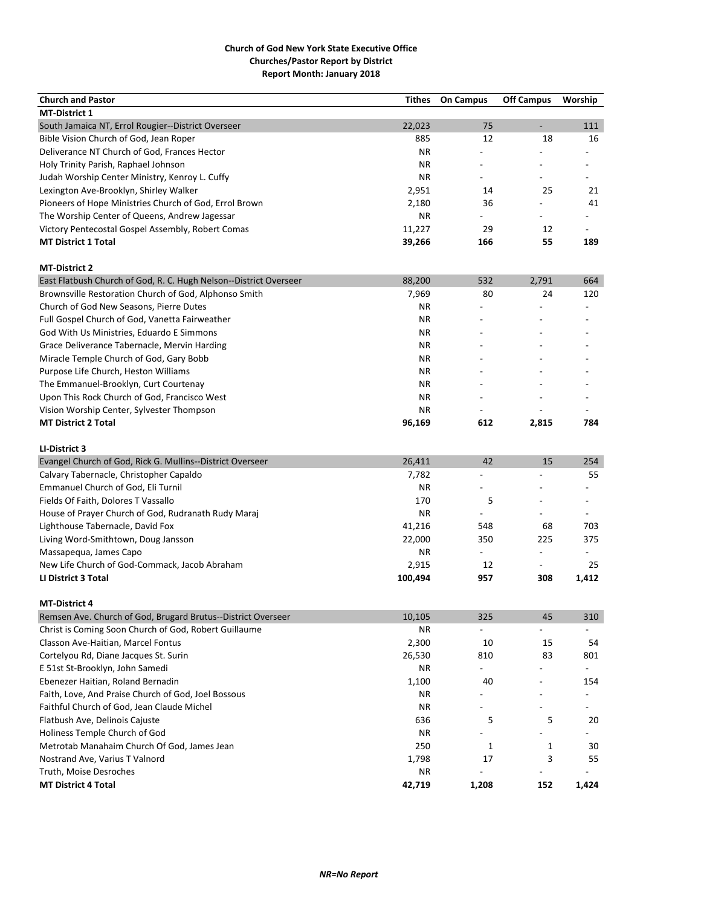**Church of God New York State Executive Office**
**Churches/Pastor Report by District**
**Report Month: January 2018**

| Church and Pastor | Tithes | On Campus | Off Campus | Worship |
|---|---|---|---|---|
| **MT-District 1** | | | | |
| South Jamaica NT, Errol Rougier--District Overseer | 22,023 | 75 | - | 111 |
| Bible Vision Church of God, Jean Roper | 885 | 12 | 18 | 16 |
| Deliverance NT Church of God, Frances Hector | NR | - | - | - |
| Holy Trinity Parish, Raphael Johnson | NR | - | - | - |
| Judah Worship Center Ministry, Kenroy L. Cuffy | NR | - | - | - |
| Lexington Ave-Brooklyn, Shirley Walker | 2,951 | 14 | 25 | 21 |
| Pioneers of Hope Ministries Church of God, Errol Brown | 2,180 | 36 | - | 41 |
| The Worship Center of Queens, Andrew Jagessar | NR | - | - | - |
| Victory Pentecostal Gospel Assembly, Robert Comas | 11,227 | 29 | 12 | - |
| **MT District 1 Total** | **39,266** | **166** | **55** | **189** |
| | | | | |
| **MT-District 2** | | | | |
| East Flatbush Church of God, R. C. Hugh Nelson--District Overseer | 88,200 | 532 | 2,791 | 664 |
| Brownsville Restoration Church of God, Alphonso Smith | 7,969 | 80 | 24 | 120 |
| Church of God New Seasons, Pierre Dutes | NR | - | - | - |
| Full Gospel Church of God, Vanetta Fairweather | NR | - | - | - |
| God With Us Ministries, Eduardo E Simmons | NR | - | - | - |
| Grace Deliverance Tabernacle, Mervin Harding | NR | - | - | - |
| Miracle Temple Church of God, Gary Bobb | NR | - | - | - |
| Purpose Life Church, Heston Williams | NR | - | - | - |
| The Emmanuel-Brooklyn, Curt Courtenay | NR | - | - | - |
| Upon This Rock Church of God, Francisco West | NR | - | - | - |
| Vision Worship Center, Sylvester Thompson | NR | - | - | - |
| **MT District 2 Total** | **96,169** | **612** | **2,815** | **784** |
| | | | | |
| **LI-District 3** | | | | |
| Evangel Church of God, Rick G. Mullins--District Overseer | 26,411 | 42 | 15 | 254 |
| Calvary Tabernacle, Christopher Capaldo | 7,782 | - | - | 55 |
| Emmanuel Church of God, Eli Turnil | NR | - | - | - |
| Fields Of Faith, Dolores T Vassallo | 170 | 5 | - | - |
| House of Prayer Church of God, Rudranath Rudy Maraj | NR | - | - | - |
| Lighthouse Tabernacle, David Fox | 41,216 | 548 | 68 | 703 |
| Living Word-Smithtown, Doug Jansson | 22,000 | 350 | 225 | 375 |
| Massapequa, James Capo | NR | - | - | - |
| New Life Church of God-Commack, Jacob Abraham | 2,915 | 12 | - | 25 |
| **LI District 3 Total** | **100,494** | **957** | **308** | **1,412** |
| | | | | |
| **MT-District 4** | | | | |
| Remsen Ave. Church of God, Brugard Brutus--District Overseer | 10,105 | 325 | 45 | 310 |
| Christ is Coming Soon Church of God, Robert Guillaume | NR | - | - | - |
| Classon Ave-Haitian, Marcel Fontus | 2,300 | 10 | 15 | 54 |
| Cortelyou Rd, Diane Jacques St. Surin | 26,530 | 810 | 83 | 801 |
| E 51st St-Brooklyn, John Samedi | NR | - | - | - |
| Ebenezer Haitian, Roland Bernadin | 1,100 | 40 | - | 154 |
| Faith, Love, And Praise Church of God, Joel Bossous | NR | - | - | - |
| Faithful Church of God, Jean Claude Michel | NR | - | - | - |
| Flatbush Ave, Delinois Cajuste | 636 | 5 | 5 | 20 |
| Holiness Temple Church of God | NR | - | - | - |
| Metrotab Manahaim Church Of God, James Jean | 250 | 1 | 1 | 30 |
| Nostrand Ave, Varius T Valnord | 1,798 | 17 | 3 | 55 |
| Truth, Moise Desroches | NR | - | - | - |
| **MT District 4 Total** | **42,719** | **1,208** | **152** | **1,424** |

***NR=No Report***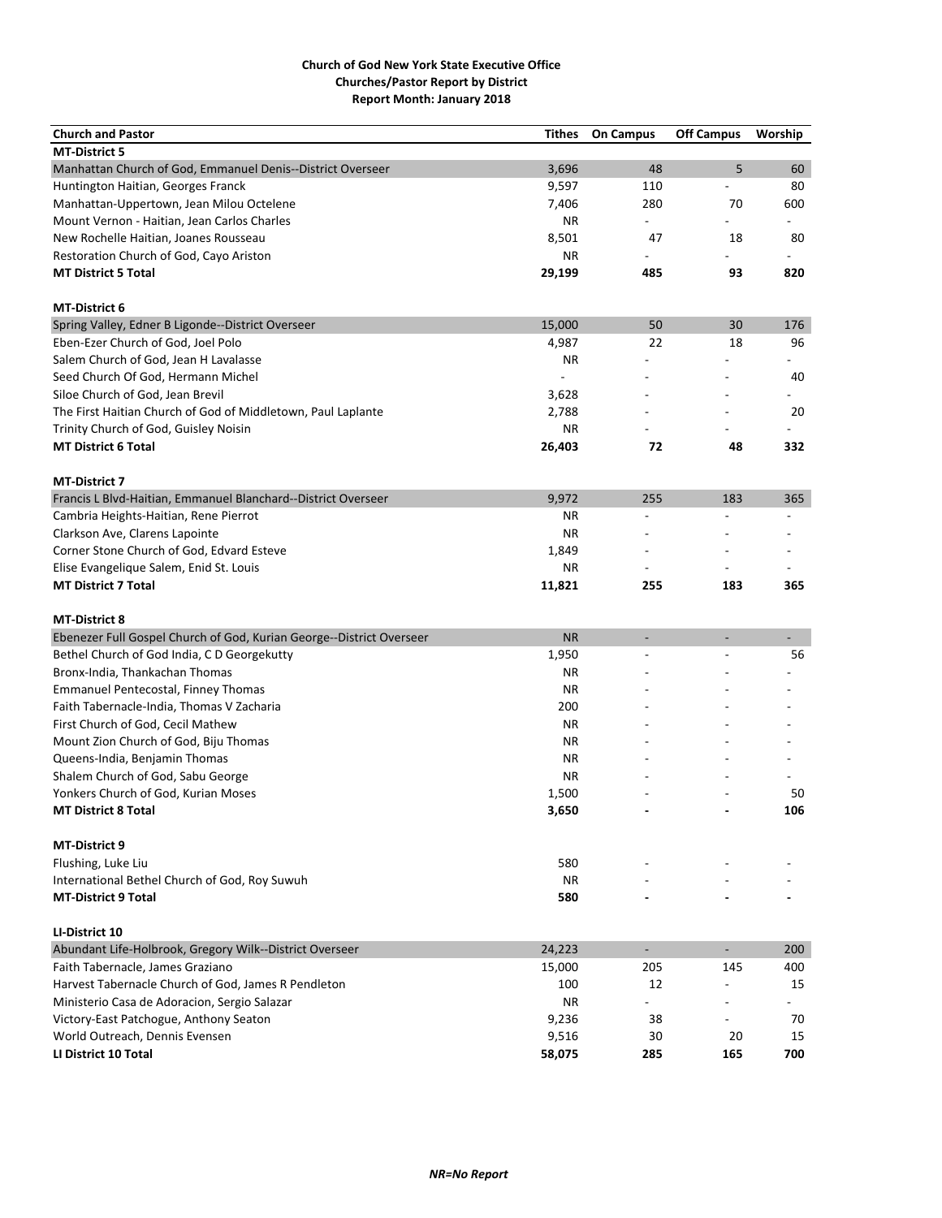**Church of God New York State Executive Office**
**Churches/Pastor Report by District**
**Report Month: January 2018**

| Church and Pastor | Tithes | On Campus | Off Campus | Worship |
|---|---|---|---|---|
| **MT-District 5** | | | | |
| Manhattan Church of God, Emmanuel Denis--District Overseer | 3,696 | 48 | 5 | 60 |
| Huntington Haitian, Georges Franck | 9,597 | 110 | - | 80 |
| Manhattan-Uppertown, Jean Milou Octelene | 7,406 | 280 | 70 | 600 |
| Mount Vernon - Haitian, Jean Carlos Charles | NR | - | - | - |
| New Rochelle Haitian, Joanes Rousseau | 8,501 | 47 | 18 | 80 |
| Restoration Church of God, Cayo Ariston | NR | - | - | - |
| **MT District 5 Total** | **29,199** | **485** | **93** | **820** |
| | | | | |
| **MT-District 6** | | | | |
| Spring Valley, Edner B Ligonde--District Overseer | 15,000 | 50 | 30 | 176 |
| Eben-Ezer Church of God, Joel Polo | 4,987 | 22 | 18 | 96 |
| Salem Church of God, Jean H Lavalasse | NR | - | - | - |
| Seed Church Of God, Hermann Michel | - | - | - | 40 |
| Siloe Church of God, Jean Brevil | 3,628 | - | - | - |
| The First Haitian Church of God of Middletown, Paul Laplante | 2,788 | - | - | 20 |
| Trinity Church of God, Guisley Noisin | NR | - | - | - |
| **MT District 6 Total** | **26,403** | **72** | **48** | **332** |
| | | | | |
| **MT-District 7** | | | | |
| Francis L Blvd-Haitian, Emmanuel Blanchard--District Overseer | 9,972 | 255 | 183 | 365 |
| Cambria Heights-Haitian, Rene Pierrot | NR | - | - | - |
| Clarkson Ave, Clarens Lapointe | NR | - | - | - |
| Corner Stone Church of God, Edvard Esteve | 1,849 | - | - | - |
| Elise Evangelique Salem, Enid St. Louis | NR | - | - | - |
| **MT District 7 Total** | **11,821** | **255** | **183** | **365** |
| | | | | |
| **MT-District 8** | | | | |
| Ebenezer Full Gospel Church of God, Kurian George--District Overseer | NR | - | - | - |
| Bethel Church of God India, C D Georgekutty | 1,950 | - | - | 56 |
| Bronx-India, Thankachan Thomas | NR | - | - | - |
| Emmanuel Pentecostal, Finney Thomas | NR | - | - | - |
| Faith Tabernacle-India, Thomas V Zacharia | 200 | - | - | - |
| First Church of God, Cecil Mathew | NR | - | - | - |
| Mount Zion Church of God, Biju Thomas | NR | - | - | - |
| Queens-India, Benjamin Thomas | NR | - | - | - |
| Shalem Church of God, Sabu George | NR | - | - | - |
| Yonkers Church of God, Kurian Moses | 1,500 | - | - | 50 |
| **MT District 8 Total** | **3,650** | **-** | **-** | **106** |
| | | | | |
| **MT-District 9** | | | | |
| Flushing, Luke Liu | 580 | - | - | - |
| International Bethel Church of God, Roy Suwuh | NR | - | - | - |
| **MT-District 9 Total** | **580** | **-** | **-** | **-** |
| | | | | |
| **LI-District 10** | | | | |
| Abundant Life-Holbrook, Gregory Wilk--District Overseer | 24,223 | - | - | 200 |
| Faith Tabernacle, James Graziano | 15,000 | 205 | 145 | 400 |
| Harvest Tabernacle Church of God, James R Pendleton | 100 | 12 | - | 15 |
| Ministerio Casa de Adoracion, Sergio Salazar | NR | - | - | - |
| Victory-East Patchogue, Anthony Seaton | 9,236 | 38 | - | 70 |
| World Outreach, Dennis Evensen | 9,516 | 30 | 20 | 15 |
| **LI District 10 Total** | **58,075** | **285** | **165** | **700** |

***NR=No Report***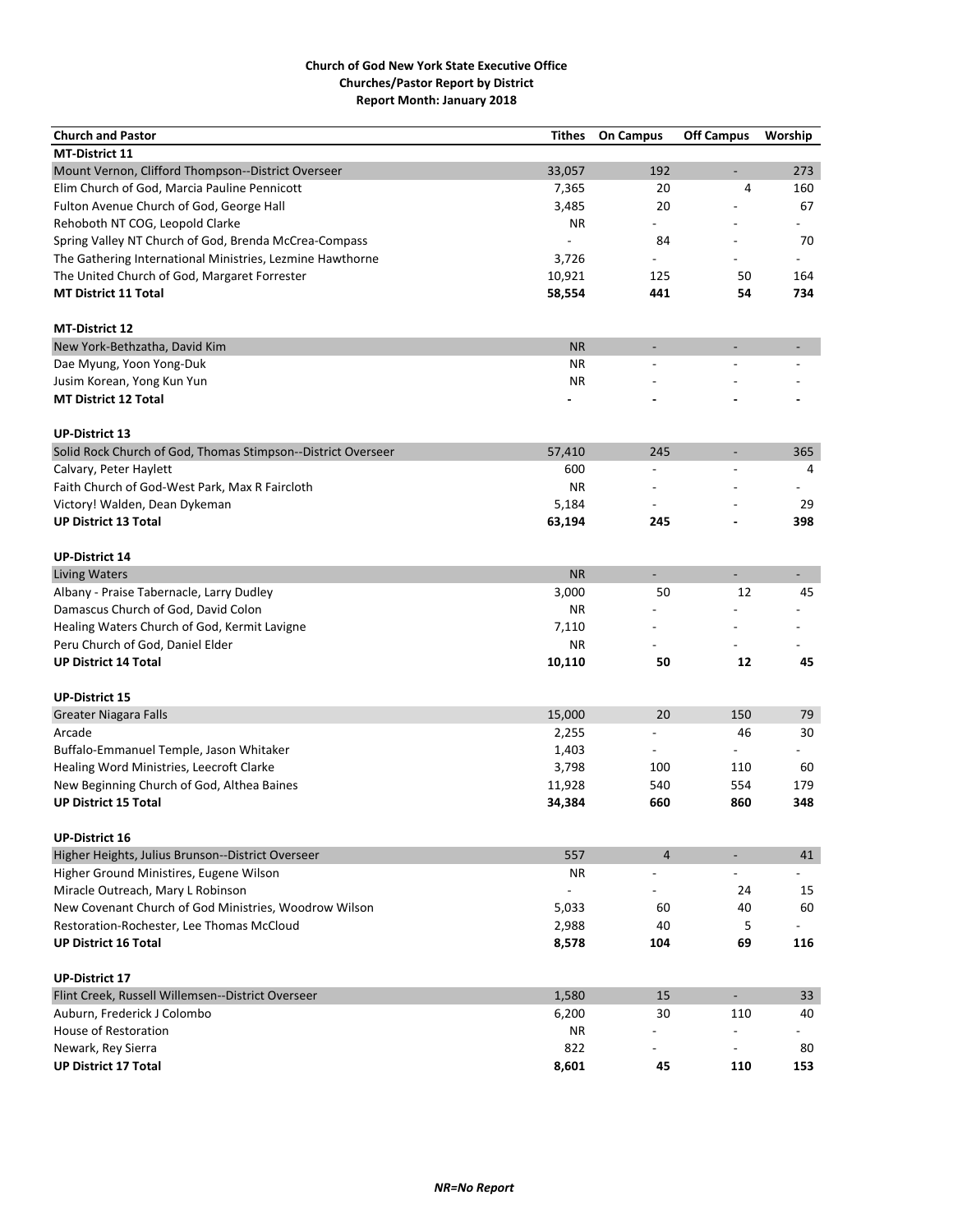**Church of God New York State Executive Office**
**Churches/Pastor Report by District**
**Report Month: January 2018**

| Church and Pastor | Tithes | On Campus | Off Campus | Worship |
|---|---|---|---|---|
| **MT-District 11** | | | | |
| Mount Vernon, Clifford Thompson--District Overseer | 33,057 | 192 | - | 273 |
| Elim Church of God, Marcia Pauline Pennicott | 7,365 | 20 | 4 | 160 |
| Fulton Avenue Church of God, George Hall | 3,485 | 20 | - | 67 |
| Rehoboth NT COG, Leopold Clarke | NR | - | - | - |
| Spring Valley NT Church of God, Brenda McCrea-Compass | - | 84 | - | 70 |
| The Gathering International Ministries, Lezmine Hawthorne | 3,726 | - | - | - |
| The United Church of God, Margaret Forrester | 10,921 | 125 | 50 | 164 |
| **MT District 11 Total** | **58,554** | **441** | **54** | **734** |
| | | | | |
| **MT-District 12** | | | | |
| New York-Bethzatha, David Kim | NR | - | - | - |
| Dae Myung, Yoon Yong-Duk | NR | - | - | - |
| Jusim Korean, Yong Kun Yun | NR | - | - | - |
| **MT District 12 Total** | **-** | **-** | **-** | **-** |
| | | | | |
| **UP-District 13** | | | | |
| Solid Rock Church of God, Thomas Stimpson--District Overseer | 57,410 | 245 | - | 365 |
| Calvary, Peter Haylett | 600 | - | - | 4 |
| Faith Church of God-West Park, Max R Faircloth | NR | - | - | - |
| Victory! Walden, Dean Dykeman | 5,184 | - | - | 29 |
| **UP District 13 Total** | **63,194** | **245** | **-** | **398** |
| | | | | |
| **UP-District 14** | | | | |
| Living Waters | NR | - | - | - |
| Albany - Praise Tabernacle, Larry Dudley | 3,000 | 50 | 12 | 45 |
| Damascus Church of God, David Colon | NR | - | - | - |
| Healing Waters Church of God, Kermit Lavigne | 7,110 | - | - | - |
| Peru Church of God, Daniel Elder | NR | - | - | - |
| **UP District 14 Total** | **10,110** | **50** | **12** | **45** |
| | | | | |
| **UP-District 15** | | | | |
| Greater Niagara Falls | 15,000 | 20 | 150 | 79 |
| Arcade | 2,255 | - | 46 | 30 |
| Buffalo-Emmanuel Temple, Jason Whitaker | 1,403 | - | - | - |
| Healing Word Ministries, Leecroft Clarke | 3,798 | 100 | 110 | 60 |
| New Beginning Church of God, Althea Baines | 11,928 | 540 | 554 | 179 |
| **UP District 15 Total** | **34,384** | **660** | **860** | **348** |
| | | | | |
| **UP-District 16** | | | | |
| Higher Heights, Julius Brunson--District Overseer | 557 | 4 | - | 41 |
| Higher Ground Ministires, Eugene Wilson | NR | - | - | - |
| Miracle Outreach, Mary L Robinson | - | - | 24 | 15 |
| New Covenant Church of God Ministries, Woodrow Wilson | 5,033 | 60 | 40 | 60 |
| Restoration-Rochester, Lee Thomas McCloud | 2,988 | 40 | 5 | - |
| **UP District 16 Total** | **8,578** | **104** | **69** | **116** |
| | | | | |
| **UP-District 17** | | | | |
| Flint Creek, Russell Willemsen--District Overseer | 1,580 | 15 | - | 33 |
| Auburn, Frederick J Colombo | 6,200 | 30 | 110 | 40 |
| House of Restoration | NR | - | - | - |
| Newark, Rey Sierra | 822 | - | - | 80 |
| **UP District 17 Total** | **8,601** | **45** | **110** | **153** |

***NR=No Report***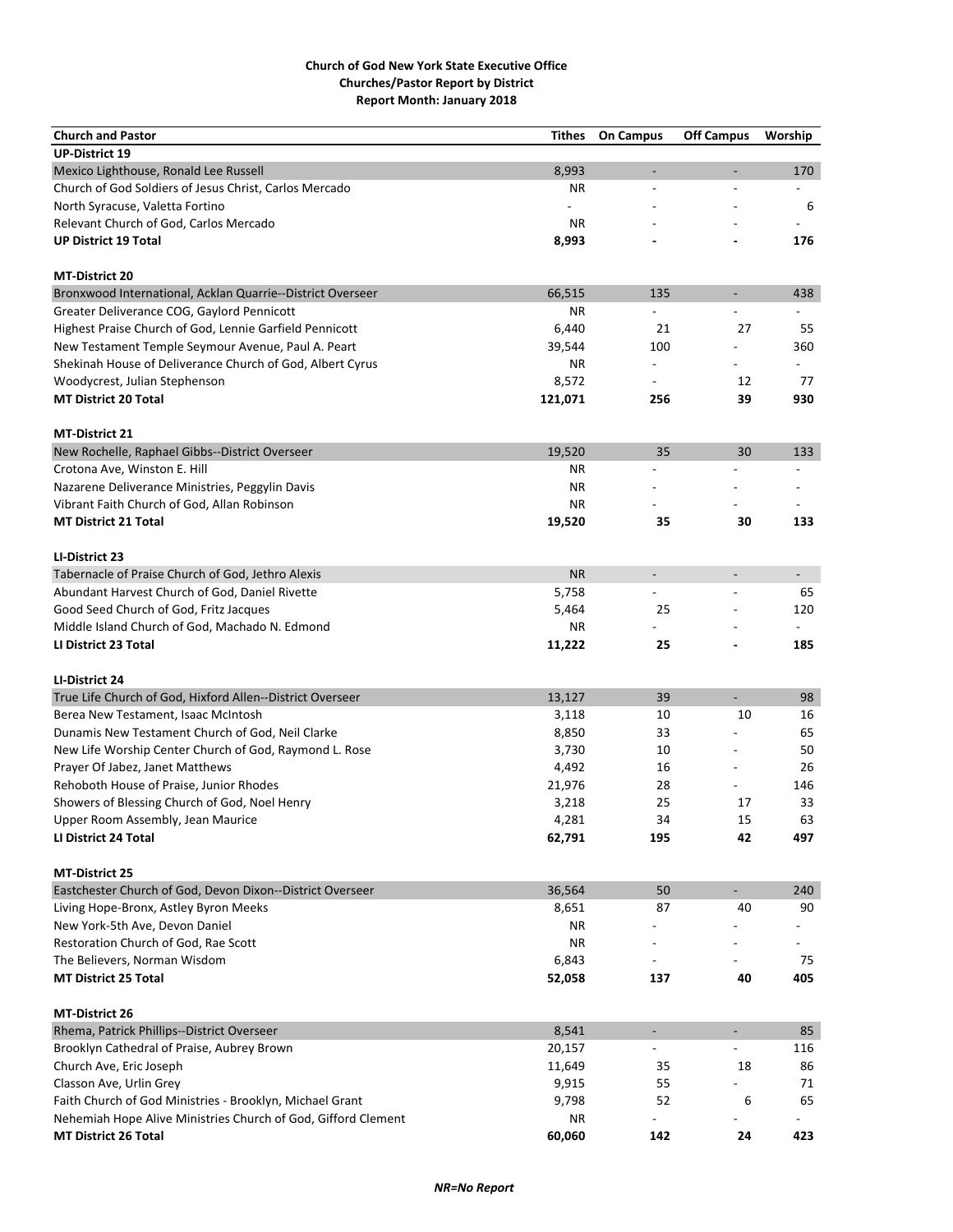**Church of God New York State Executive Office**
**Churches/Pastor Report by District**
**Report Month: January 2018**

| Church and Pastor | Tithes | On Campus | Off Campus | Worship |
|---|---|---|---|---|
| **UP-District 19** | | | | |
| Mexico Lighthouse, Ronald Lee Russell | 8,993 | - | - | 170 |
| Church of God Soldiers of Jesus Christ, Carlos Mercado | NR | - | - | - |
| North Syracuse, Valetta Fortino | - | - | - | 6 |
| Relevant Church of God, Carlos Mercado | NR | - | - | - |
| **UP District 19 Total** | **8,993** | **-** | **-** | **176** |
| | | | | |
| **MT-District 20** | | | | |
| Bronxwood International, Acklan Quarrie--District Overseer | 66,515 | 135 | - | 438 |
| Greater Deliverance COG, Gaylord Pennicott | NR | - | - | - |
| Highest Praise Church of God, Lennie Garfield Pennicott | 6,440 | 21 | 27 | 55 |
| New Testament Temple Seymour Avenue, Paul A. Peart | 39,544 | 100 | - | 360 |
| Shekinah House of Deliverance Church of God, Albert Cyrus | NR | - | - | - |
| Woodycrest, Julian Stephenson | 8,572 | - | 12 | 77 |
| **MT District 20 Total** | **121,071** | **256** | **39** | **930** |
| | | | | |
| **MT-District 21** | | | | |
| New Rochelle, Raphael Gibbs--District Overseer | 19,520 | 35 | 30 | 133 |
| Crotona Ave, Winston E. Hill | NR | - | - | - |
| Nazarene Deliverance Ministries, Peggylin Davis | NR | - | - | - |
| Vibrant Faith Church of God, Allan Robinson | NR | - | - | - |
| **MT District 21 Total** | **19,520** | **35** | **30** | **133** |
| | | | | |
| **LI-District 23** | | | | |
| Tabernacle of Praise Church of God, Jethro Alexis | NR | - | - | - |
| Abundant Harvest Church of God, Daniel Rivette | 5,758 | - | - | 65 |
| Good Seed Church of God, Fritz Jacques | 5,464 | 25 | - | 120 |
| Middle Island Church of God, Machado N. Edmond | NR | - | - | - |
| **LI District 23 Total** | **11,222** | **25** | **-** | **185** |
| | | | | |
| **LI-District 24** | | | | |
| True Life Church of God, Hixford Allen--District Overseer | 13,127 | 39 | - | 98 |
| Berea New Testament, Isaac McIntosh | 3,118 | 10 | 10 | 16 |
| Dunamis New Testament Church of God, Neil Clarke | 8,850 | 33 | - | 65 |
| New Life Worship Center Church of God, Raymond L. Rose | 3,730 | 10 | - | 50 |
| Prayer Of Jabez, Janet Matthews | 4,492 | 16 | - | 26 |
| Rehoboth House of Praise, Junior Rhodes | 21,976 | 28 | - | 146 |
| Showers of Blessing Church of God, Noel Henry | 3,218 | 25 | 17 | 33 |
| Upper Room Assembly, Jean Maurice | 4,281 | 34 | 15 | 63 |
| **LI District 24 Total** | **62,791** | **195** | **42** | **497** |
| | | | | |
| **MT-District 25** | | | | |
| Eastchester Church of God, Devon Dixon--District Overseer | 36,564 | 50 | - | 240 |
| Living Hope-Bronx, Astley Byron Meeks | 8,651 | 87 | 40 | 90 |
| New York-5th Ave, Devon Daniel | NR | - | - | - |
| Restoration Church of God, Rae Scott | NR | - | - | - |
| The Believers, Norman Wisdom | 6,843 | - | - | 75 |
| **MT District 25 Total** | **52,058** | **137** | **40** | **405** |
| | | | | |
| **MT-District 26** | | | | |
| Rhema, Patrick Phillips--District Overseer | 8,541 | - | - | 85 |
| Brooklyn Cathedral of Praise, Aubrey Brown | 20,157 | - | - | 116 |
| Church Ave, Eric Joseph | 11,649 | 35 | 18 | 86 |
| Classon Ave, Urlin Grey | 9,915 | 55 | - | 71 |
| Faith Church of God Ministries - Brooklyn, Michael Grant | 9,798 | 52 | 6 | 65 |
| Nehemiah Hope Alive Ministries Church of God, Gifford Clement | NR | - | - | - |
| **MT District 26 Total** | **60,060** | **142** | **24** | **423** |

*NR=No Report*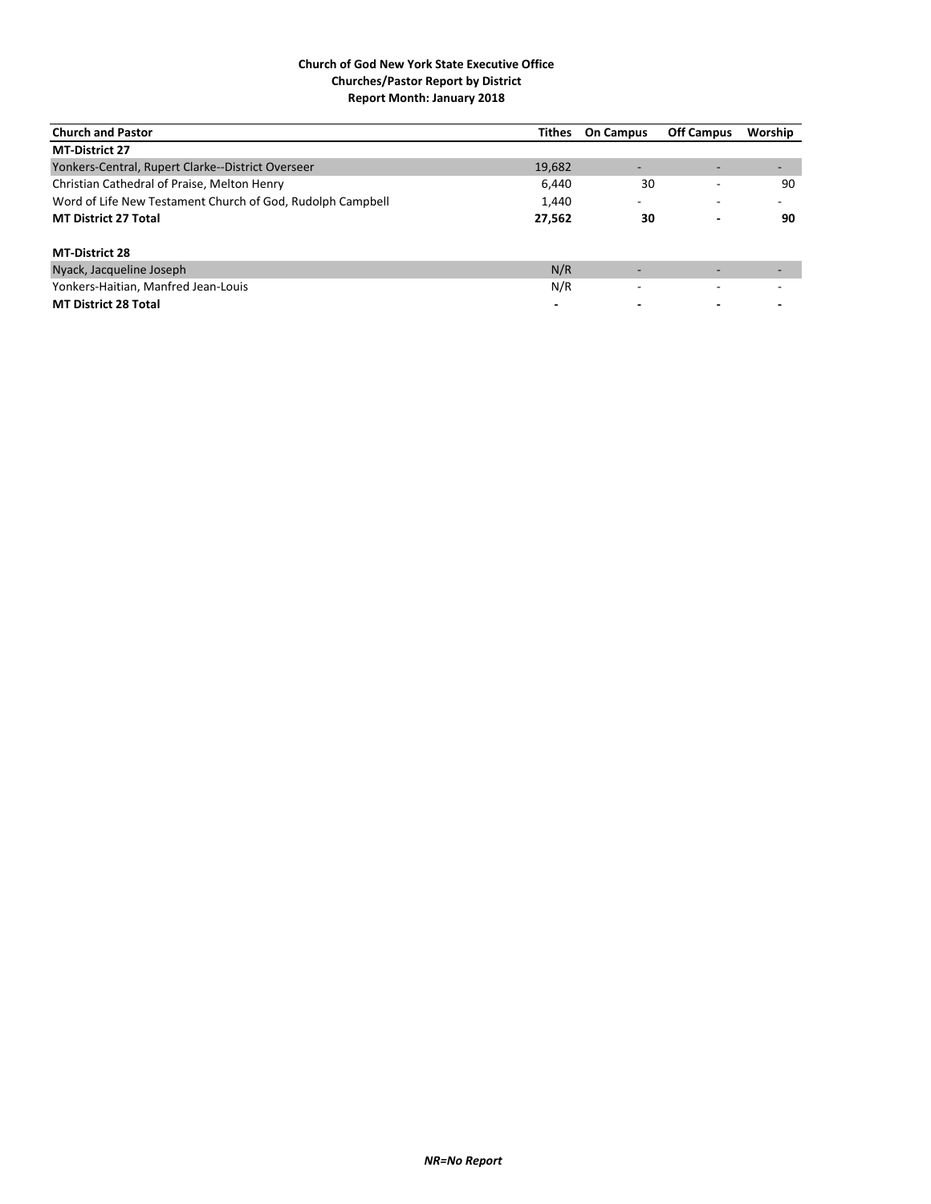**Church of God New York State Executive Office**
**Churches/Pastor Report by District**
**Report Month: January 2018**

| Church and Pastor | Tithes | On Campus | Off Campus | Worship |
|---|---|---|---|---|
| **MT-District 27** | | | | |
| Yonkers-Central, Rupert Clarke--District Overseer | 19,682 | - | - | - |
| Christian Cathedral of Praise, Melton Henry | 6,440 | 30 | - | 90 |
| Word of Life New Testament Church of God, Rudolph Campbell | 1,440 | - | - | - |
| **MT District 27 Total** | **27,562** | **30** | **-** | **90** |
| | | | | |
| **MT-District 28** | | | | |
| Nyack, Jacqueline Joseph | N/R | - | - | - |
| Yonkers-Haitian, Manfred Jean-Louis | N/R | - | - | - |
| **MT District 28 Total** | **-** | **-** | **-** | **-** |

*NR=No Report*